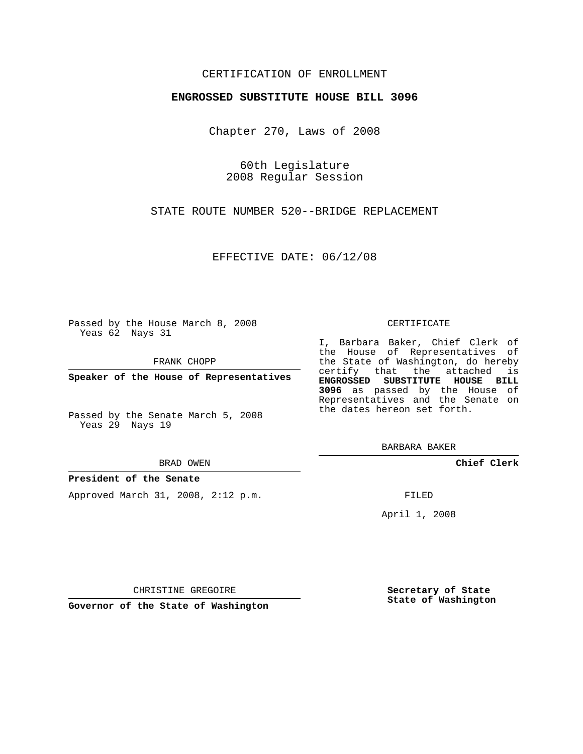CERTIFICATION OF ENROLLMENT

**ENGROSSED SUBSTITUTE HOUSE BILL 3096**

Chapter 270, Laws of 2008

60th Legislature
2008 Regular Session

STATE ROUTE NUMBER 520--BRIDGE REPLACEMENT

EFFECTIVE DATE: 06/12/08

Passed by the House March 8, 2008
Yeas 62 Nays 31

FRANK CHOPP

**Speaker of the House of Representatives**

Passed by the Senate March 5, 2008
Yeas 29 Nays 19

BRAD OWEN

**President of the Senate**

Approved March 31, 2008, 2:12 p.m.

CHRISTINE GREGOIRE

**Governor of the State of Washington**

CERTIFICATE

I, Barbara Baker, Chief Clerk of the House of Representatives of the State of Washington, do hereby certify that the attached is **ENGROSSED SUBSTITUTE HOUSE BILL 3096** as passed by the House of Representatives and the Senate on the dates hereon set forth.

BARBARA BAKER

**Chief Clerk**

FILED

April 1, 2008

**Secretary of State**
**State of Washington**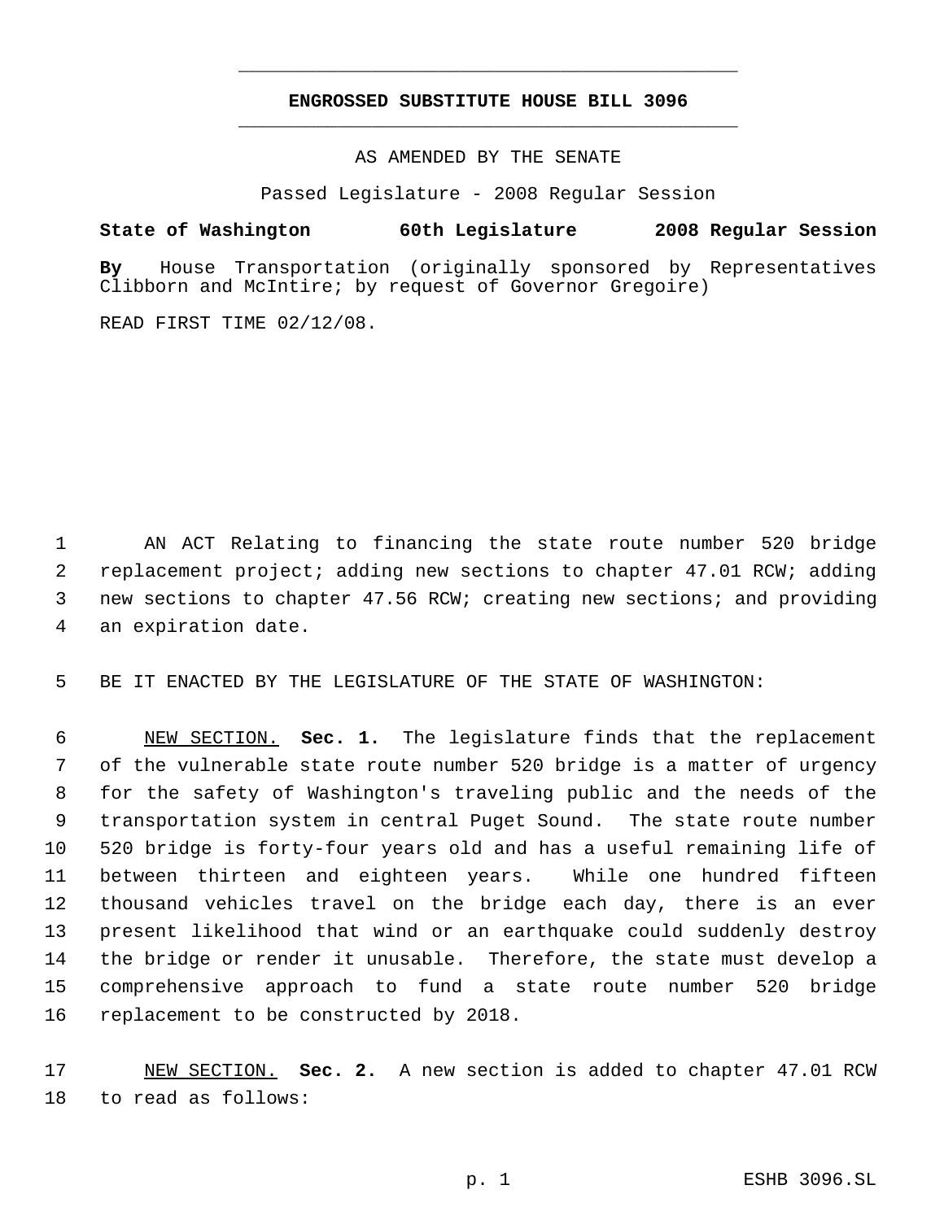**ENGROSSED SUBSTITUTE HOUSE BILL 3096**

AS AMENDED BY THE SENATE

Passed Legislature - 2008 Regular Session

**State of Washington 60th Legislature 2008 Regular Session**

**By** House Transportation (originally sponsored by Representatives Clibborn and McIntire; by request of Governor Gregoire)

READ FIRST TIME 02/12/08.

AN ACT Relating to financing the state route number 520 bridge replacement project; adding new sections to chapter 47.01 RCW; adding new sections to chapter 47.56 RCW; creating new sections; and providing an expiration date.

BE IT ENACTED BY THE LEGISLATURE OF THE STATE OF WASHINGTON:

NEW SECTION. **Sec. 1.** The legislature finds that the replacement of the vulnerable state route number 520 bridge is a matter of urgency for the safety of Washington's traveling public and the needs of the transportation system in central Puget Sound. The state route number 520 bridge is forty-four years old and has a useful remaining life of between thirteen and eighteen years. While one hundred fifteen thousand vehicles travel on the bridge each day, there is an ever present likelihood that wind or an earthquake could suddenly destroy the bridge or render it unusable. Therefore, the state must develop a comprehensive approach to fund a state route number 520 bridge replacement to be constructed by 2018.

NEW SECTION. **Sec. 2.** A new section is added to chapter 47.01 RCW to read as follows: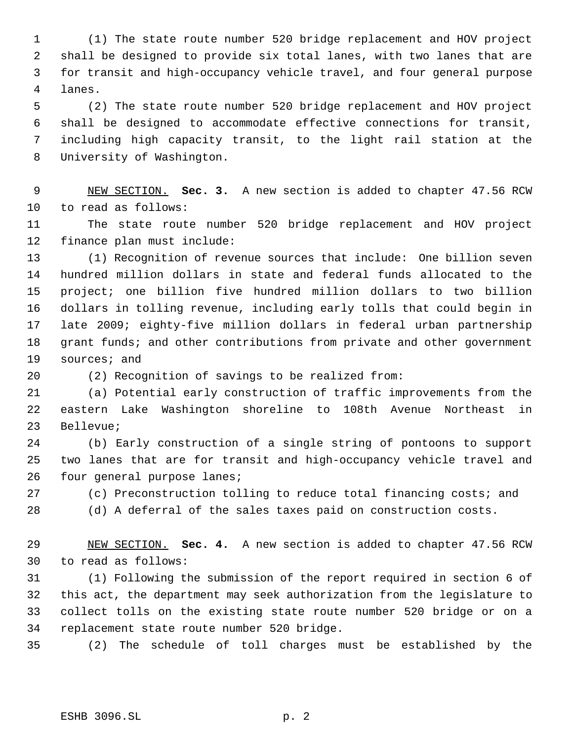(1) The state route number 520 bridge replacement and HOV project shall be designed to provide six total lanes, with two lanes that are for transit and high-occupancy vehicle travel, and four general purpose lanes.

(2) The state route number 520 bridge replacement and HOV project shall be designed to accommodate effective connections for transit, including high capacity transit, to the light rail station at the University of Washington.

NEW SECTION. **Sec. 3.** A new section is added to chapter 47.56 RCW to read as follows:

The state route number 520 bridge replacement and HOV project finance plan must include:

(1) Recognition of revenue sources that include: One billion seven hundred million dollars in state and federal funds allocated to the project; one billion five hundred million dollars to two billion dollars in tolling revenue, including early tolls that could begin in late 2009; eighty-five million dollars in federal urban partnership grant funds; and other contributions from private and other government sources; and

(2) Recognition of savings to be realized from:

(a) Potential early construction of traffic improvements from the eastern Lake Washington shoreline to 108th Avenue Northeast in Bellevue;

(b) Early construction of a single string of pontoons to support two lanes that are for transit and high-occupancy vehicle travel and four general purpose lanes;

(c) Preconstruction tolling to reduce total financing costs; and

(d) A deferral of the sales taxes paid on construction costs.

NEW SECTION. **Sec. 4.** A new section is added to chapter 47.56 RCW to read as follows:

(1) Following the submission of the report required in section 6 of this act, the department may seek authorization from the legislature to collect tolls on the existing state route number 520 bridge or on a replacement state route number 520 bridge.

(2) The schedule of toll charges must be established by the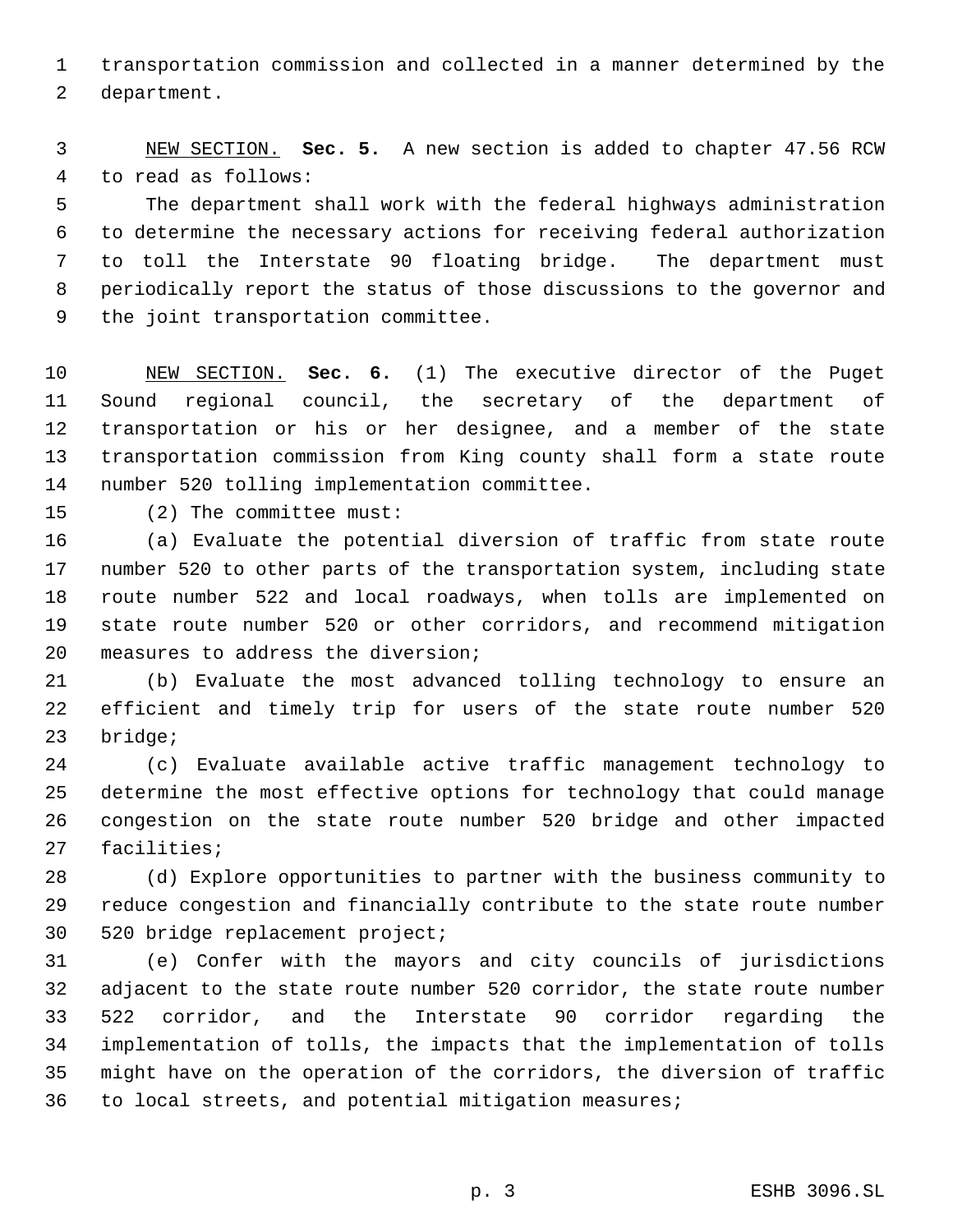transportation commission and collected in a manner determined by the department.

NEW SECTION. **Sec. 5.** A new section is added to chapter 47.56 RCW to read as follows:

The department shall work with the federal highways administration to determine the necessary actions for receiving federal authorization to toll the Interstate 90 floating bridge. The department must periodically report the status of those discussions to the governor and the joint transportation committee.

NEW SECTION. **Sec. 6.** (1) The executive director of the Puget Sound regional council, the secretary of the department of transportation or his or her designee, and a member of the state transportation commission from King county shall form a state route number 520 tolling implementation committee.

(2) The committee must:

(a) Evaluate the potential diversion of traffic from state route number 520 to other parts of the transportation system, including state route number 522 and local roadways, when tolls are implemented on state route number 520 or other corridors, and recommend mitigation measures to address the diversion;

(b) Evaluate the most advanced tolling technology to ensure an efficient and timely trip for users of the state route number 520 bridge;

(c) Evaluate available active traffic management technology to determine the most effective options for technology that could manage congestion on the state route number 520 bridge and other impacted facilities;

(d) Explore opportunities to partner with the business community to reduce congestion and financially contribute to the state route number 520 bridge replacement project;

(e) Confer with the mayors and city councils of jurisdictions adjacent to the state route number 520 corridor, the state route number 522 corridor, and the Interstate 90 corridor regarding the implementation of tolls, the impacts that the implementation of tolls might have on the operation of the corridors, the diversion of traffic to local streets, and potential mitigation measures;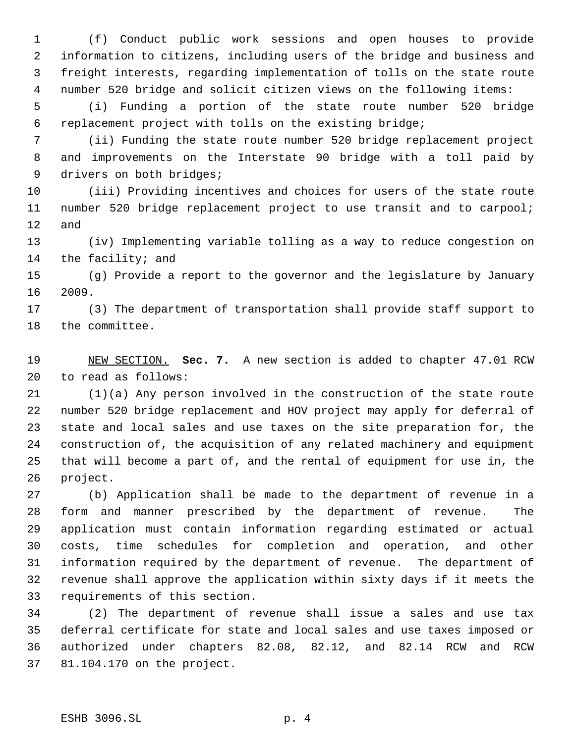(f) Conduct public work sessions and open houses to provide information to citizens, including users of the bridge and business and freight interests, regarding implementation of tolls on the state route number 520 bridge and solicit citizen views on the following items:

(i) Funding a portion of the state route number 520 bridge replacement project with tolls on the existing bridge;

(ii) Funding the state route number 520 bridge replacement project and improvements on the Interstate 90 bridge with a toll paid by drivers on both bridges;

(iii) Providing incentives and choices for users of the state route number 520 bridge replacement project to use transit and to carpool; and

(iv) Implementing variable tolling as a way to reduce congestion on the facility; and

(g) Provide a report to the governor and the legislature by January 2009.

(3) The department of transportation shall provide staff support to the committee.

NEW SECTION. **Sec. 7.** A new section is added to chapter 47.01 RCW to read as follows:

(1)(a) Any person involved in the construction of the state route number 520 bridge replacement and HOV project may apply for deferral of state and local sales and use taxes on the site preparation for, the construction of, the acquisition of any related machinery and equipment that will become a part of, and the rental of equipment for use in, the project.

(b) Application shall be made to the department of revenue in a form and manner prescribed by the department of revenue. The application must contain information regarding estimated or actual costs, time schedules for completion and operation, and other information required by the department of revenue. The department of revenue shall approve the application within sixty days if it meets the requirements of this section.

(2) The department of revenue shall issue a sales and use tax deferral certificate for state and local sales and use taxes imposed or authorized under chapters 82.08, 82.12, and 82.14 RCW and RCW 81.104.170 on the project.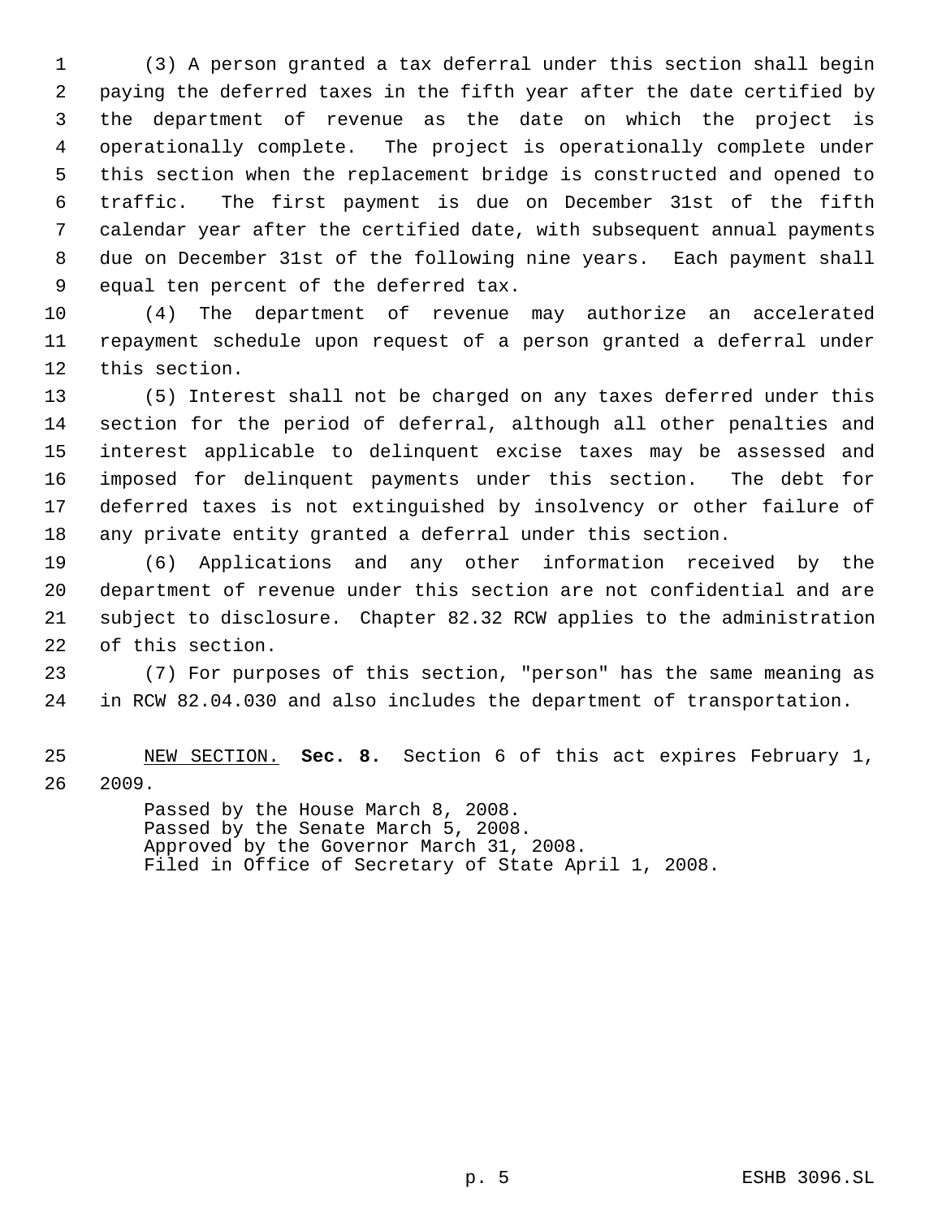(3) A person granted a tax deferral under this section shall begin paying the deferred taxes in the fifth year after the date certified by the department of revenue as the date on which the project is operationally complete. The project is operationally complete under this section when the replacement bridge is constructed and opened to traffic. The first payment is due on December 31st of the fifth calendar year after the certified date, with subsequent annual payments due on December 31st of the following nine years. Each payment shall equal ten percent of the deferred tax.

(4) The department of revenue may authorize an accelerated repayment schedule upon request of a person granted a deferral under this section.

(5) Interest shall not be charged on any taxes deferred under this section for the period of deferral, although all other penalties and interest applicable to delinquent excise taxes may be assessed and imposed for delinquent payments under this section. The debt for deferred taxes is not extinguished by insolvency or other failure of any private entity granted a deferral under this section.

(6) Applications and any other information received by the department of revenue under this section are not confidential and are subject to disclosure. Chapter 82.32 RCW applies to the administration of this section.

(7) For purposes of this section, "person" has the same meaning as in RCW 82.04.030 and also includes the department of transportation.

NEW SECTION. **Sec. 8.** Section 6 of this act expires February 1, 2009.

Passed by the House March 8, 2008.
Passed by the Senate March 5, 2008.
Approved by the Governor March 31, 2008.
Filed in Office of Secretary of State April 1, 2008.